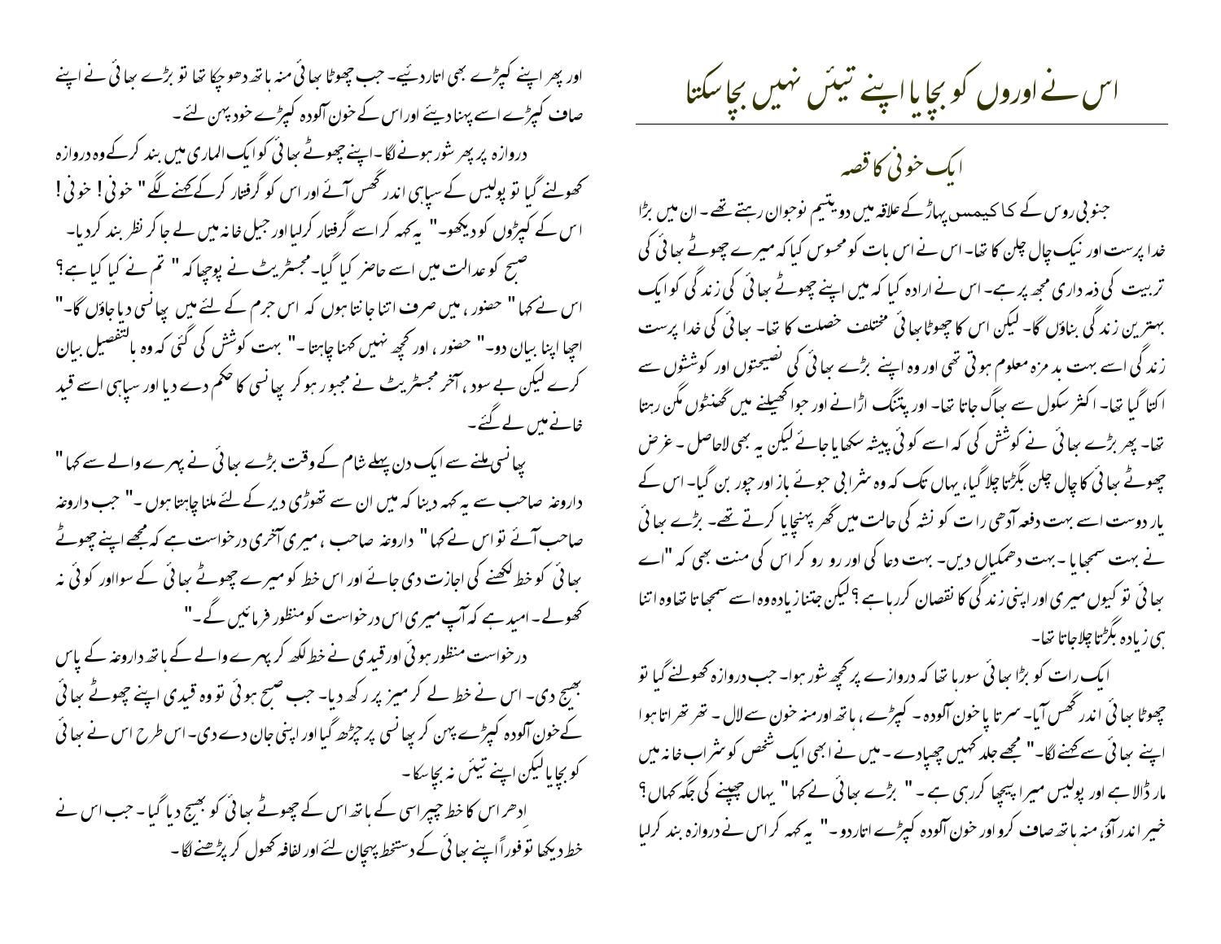# اس نے اوروں کو بچایا اپنے تئیں نہیں بچا سکتا

## ایک خونی کا قصہ

جنوبی روس کے کا کیمس پہاڑ کے علاقہ میں دو یتیم نوجوان رہتے تھے۔ ان میں بڑا خدا پرست اور نیک چال چلن کا تھا۔ اس نے اس بات کو محسوس کیا کہ میرے چھوٹے بھائی کی تربیت کی ذمہ داری مجھ پر ہے۔ اس نے ارادہ کیا کہ میں اپنے چھوٹے بھائی کی زندگی کو ایک بہترین زندگی بناؤں گا۔ لیکن اس کا چھوٹا بھائی مختلف خصلت کا تھا۔ بھائی کی خدا پرست زندگی اسے بہت بدمزہ معلوم ہوتی تھی اور وہ اپنے بڑے بھائی کی نصیحتوں اور کوششوں سے اکتا گیا تھا۔ اکثر سکول سے بھاگ جاتا تھا۔ اور پتنگ اڑانے اور جوا کھیلنے میں گھنٹوں مگن رہتا تھا۔ پھر بڑے بھائی نے کوشش کی کہ اسے کوئی پیشہ سکھایا جائے لیکن یہ بھی لاحاصل۔ غرض چھوٹے بھائی کا چال چلن بگڑتا چلا گیا، یہاں تک کہ وہ شرابی جوئے باز اور چور بن گیا۔ اس کے یار دوست اسے بہت دفعہ آدھی رات کو نشہ کی حالت میں گھر پہنچایا کرتے تھے۔ بڑے بھائی نے بہت سمجھایا۔ بہت دھمکیاں دیں۔ بہت دعا کی اور رو رو کر اس کی منت بھی کہ "اے بھائی تو کیوں میری اور اپنی زندگی کا نقصان کر رہا ہے؟ لیکن جتنا زیادہ وہ اسے سمجھاتا تھا وہ اتنا ہی زیادہ بگڑتا چلا جاتا تھا۔

ایک رات کو بڑا بھائی سو رہا تھا کہ دروازے پر کچھ شور ہوا۔ جب دروازہ کھولنے گیا تو چھوٹا بھائی اندر گھس آیا۔ سر تا پا خون آلودہ۔ کپڑے، ہاتھ اور منہ خون سے لال۔ تھر تھراتا ہوا اپنے بھائی سے کہنے لگا۔" مجھے جلد کہیں چھپا دے۔ میں نے ابھی ایک شخص کو شراب خانہ میں مار ڈالا ہے اور پولیس میرا پیچھا کر رہی ہے۔" بڑے بھائی نے کہا" یہاں چھپنے کی جگہ کہاں؟ خیر اندر آؤ، منہ ہاتھ صاف کرو اور خون آلودہ کپڑے اتار دو۔" یہ کہہ کر اس نے دروازہ بند کر لیا اور پھر اپنے کپڑے بھی اتار دئیے۔ جب چھوٹا بھائی منہ ہاتھ دھو چکا تھا تو بڑے بھائی نے اپنے صاف کپڑے اسے پہنا دیئے اور اس کے خون آلودہ کپڑے خود پہن لئے۔

دروازہ پر پھر شور ہونے لگا۔ اپنے چھوٹے بھائی کو ایک الماری میں بند کر کے وہ دروازہ کھولنے گیا تو پولیس کے سپاہی اندر گھس آئے اور اس کو گرفتار کر کے کہنے لگے" خونی! خونی! اس کے کپڑوں کو دیکھو۔" یہ کہہ کر اسے گرفتار کر لیا اور جیل خانہ میں لے جا کر نظر بند کر دیا۔

صبح کو عدالت میں اسے حاضر کیا گیا۔ مجسٹریٹ نے پوچھا کہ " تم نے کیا کیا ہے؟ اس نے کہا" حضور، میں صرف اتنا جانتا ہوں کہ اس جرم کے لئے میں پھانسی دیا جاؤں گا۔" اچھا اپنا بیان دو۔" حضور، اور کچھ نہیں کہنا چاہتا۔" بہت کوشش کی گئی کہ وہ بالتفصیل بیان کرے لیکن بے سود، آخر مجسٹریٹ نے مجبور ہو کر پھانسی کا حکم دے دیا اور سپاہی اسے قید خانے میں لے گئے۔

پھانسی ملنے سے ایک دن پہلے شام کے وقت بڑے بھائی نے پہرے والے سے کہا" داروغہ صاحب سے یہ کہہ دینا کہ میں ان سے تھوڑی دیر کے لئے ملنا چاہتا ہوں۔" جب داروغہ صاحب آئے تو اس نے کہا" داروغہ صاحب، میری آخری درخواست ہے کہ مجھے اپنے چھوٹے بھائی کو خط لکھنے کی اجازت دی جائے اور اس خط کو میرے چھوٹے بھائی کے سوا اور کوئی نہ کھولے۔ امید ہے کہ آپ میری اس درخواست کو منظور فرمائیں گے۔"

درخواست منظور ہوئی اور قیدی نے خط لکھ کر پہرے والے کے ہاتھ داروغہ کے پاس بھیج دی۔ اس نے خط لے کر میز پر رکھ دیا۔ جب صبح ہوئی تو وہ قیدی اپنے چھوٹے بھائی کے خون آلودہ کپڑے پہن کر پھانسی پر چڑھ گیا اور اپنی جان دے دی۔ اس طرح اس نے بھائی کو بچایا لیکن اپنے تئیں نہ بچا سکا۔

ادھر اس کا خط چپراسی کے ہاتھ اس کے چھوٹے بھائی کو بھیج دیا گیا۔ جب اس نے خط دیکھا تو فوراً اپنے بھائی کے دستخط پہچان لئے اور لفافہ کھول کر پڑھنے لگا۔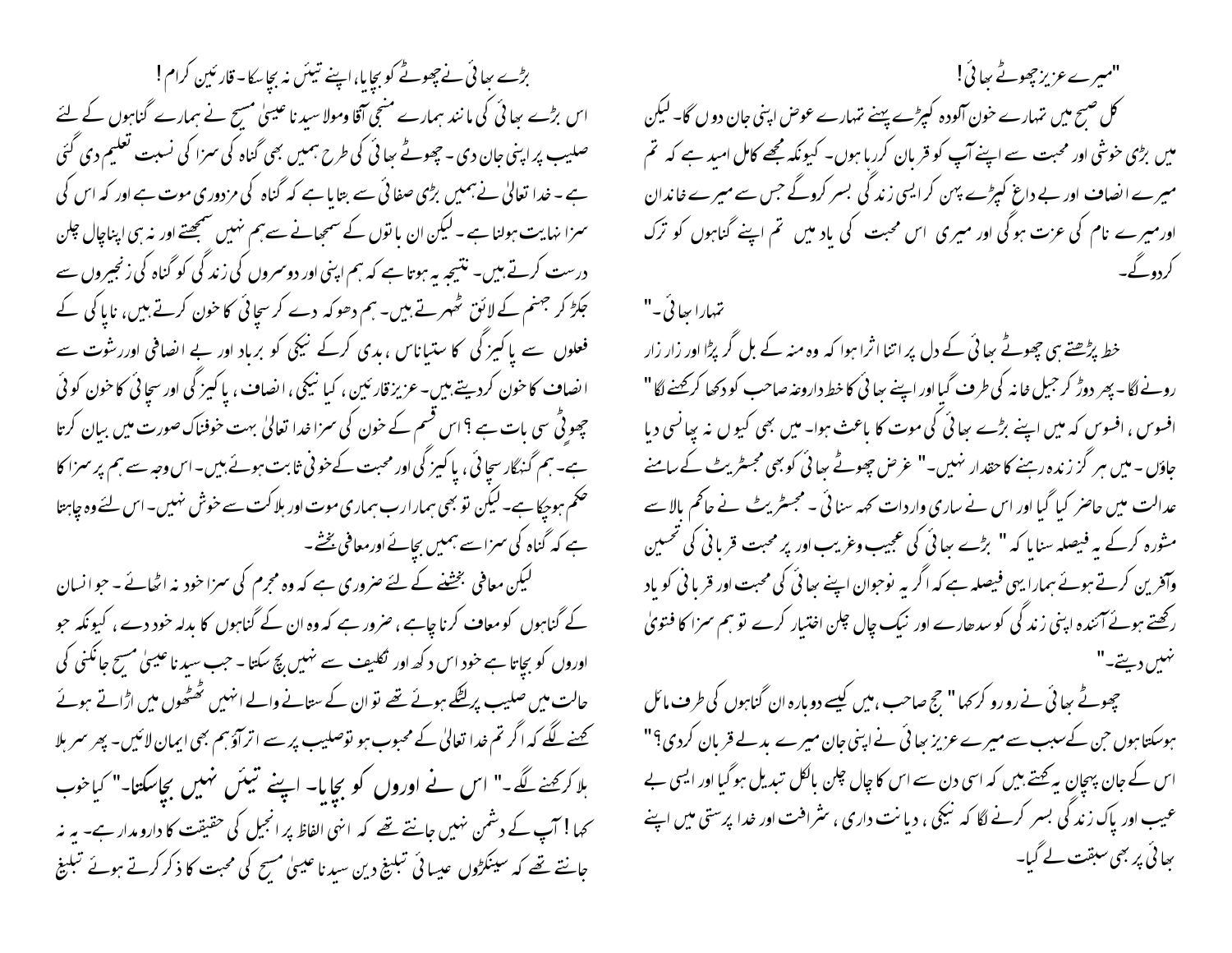"میرے عزیز چھوٹے بھائی!

کل صبح میں تمہارے خون آلودہ کپڑے پہنے تمہارے عوض اپنی جان دوں گا۔ لیکن میں بڑی خوشی اور محبت سے اپنے آپ کو قربان کررہا ہوں۔ کیونکہ مجھے کامل امید ہے کہ تم میرے انصاف اور بے داغ کپڑے پہن کر ایسی زندگی بسر کروگے جس سے میرے خاندان اورمیرے نام کی عزت ہوگی اور میری اس محبت کی یاد میں تم اپنے گناہوں کو ترک کردوگے۔

تمہارا بھائی۔"

خط پڑھتے ہی چھوٹے بھائی کے دل پر اتنا اثرا ہوا کہ وہ منہ کے بل گر پڑا اور زار زار رونے لگا۔ پھر دوڑ کر جیل خانہ کی طرف گیا اور اپنے بھائی کا خط داروغہ صاحب کو دکھا کرکہنے لگا" افسوس ، افسوس کہ میں اپنے بڑے بھائی کی موت کا باعث ہوا۔ میں بھی کیوں نہ پھانسی دیا جاؤں ۔ میں ہر گز زندہ رہنے کا حقدار نہیں۔" غرض چھوٹے بھائی کو بھی مجسٹریٹ کے سامنے عدالت میں حاضر کیا گیا اور اس نے ساری واردات کہہ سنائی ۔ مجسٹریٹ نے حاکم بالا سے مشورہ کرکے یہ فیصلہ سنایا کہ " بڑے بھائی کی عجیب وغریب اور پر محبت قربانی کی تحسین وآفرین کرتے ہوئے ہمارا یہی فیصلہ ہے کہ اگر یہ نوجوان اپنے بھائی کی محبت اور قربانی کو یاد رکھتے ہوئے آئندہ اپنی زندگی کو سدھارے اور نیک چال چلن اختیار کرے تو ہم سزا کا فتویٰ نہیں دیتے۔"

چھوٹے بھائی نے رو رو کرکہا " جج صاحب ،میں کیسے دوبارہ ان گناہوں کی طرف مائل ہوسکتا ہوں جن کے سبب سے میرے عزیز بھائی نے اپنی جان میرے بدلے قربان کردی؟" اس کے جان پہچان یہ کہتے ہیں کہ اسی دن سے اس کا چال چلن بالکل تبدیل ہوگیا اور ایسی بے عیب اور پاک زندگی بسر کرنے لگا کہ نیکی ، دیانت داری ، شرافت اور خدا پرستی میں اپنے بھائی پر بھی سبقت لے گیا۔

بڑے بھائی نے چھوٹے کو بچایا، اپنے تیئں نہ بچاسکا۔ قارئین کرام !

اس بڑے بھائی کی مانند ہمارے منجی آقا ومولا سیدنا عیسیٰ مسیح نے ہمارے گناہوں کے لئے صلیب پر اپنی جان دی ۔ چھوٹے بھائی کی طرح ہمیں بھی گناہ کی سزا کی نسبت تعلیم دی گئی ہے ۔ خدا تعالیٰ نے ہمیں بڑی صفائی سے بتایا ہے کہ گناہ کی مزدوری موت ہے اور کہ اس کی سزا نہایت ہولنا ہے ۔ لیکن ان باتوں کے سمجھانے سے ہم نہیں سمجھتے اور نہ ہی اپناچال چلن درست کرتے ہیں۔ نتیجہ یہ ہوتا ہے کہ ہم اپنی اور دوسروں کی زندگی کو گناہ کی زنجیروں سے جکڑ کر جہنم کے لائق ٹھہرتے ہیں۔ ہم دھوکہ دے کر سچائی کا خون کرتے ہیں، ناپاکی کے فعلوں سے پاکیزگی کا ستیاناس ، بدی کرکے نیکی کو برباد اور بے انصافی اوررشوت سے انصاف کا خون کردیتے ہیں۔ عزیز قارئین ، کیا نیکی ، انصاف ، پاکیزگی اور سچائی کا خون کوئی چھوٹی سی بات ہے ؟ اس قسم کے خون کی سزا خدا تعالیٰ بہت خوفناک صورت میں بیان کرتا ہے۔ ہم گنہگار سچائی ، پاکیزگی اور محبت کے خونی ثابت ہوئے ہیں۔ اس وجہ سے ہم پر سزا کا حکم ہوچکا ہے۔ لیکن تو بھی ہمارا رب ہماری موت اور ہلاکت سے خوش نہیں۔ اس لئے وہ چاہتا ہے کہ گناہ کی سزا سے ہمیں بچائے اورمعافی بخشے۔

لیکن معافی بخشنے کے لئے ضروری ہے کہ وہ مجرم کی سزا خود نہ اٹھائے ۔ جو انسان کے گناہوں کو معاف کرنا چاہے ، ضرور ہے کہ وہ ان کے گناہوں کا بدلہ خود دے ، کیونکہ جو اوروں کو بچاتا ہے خود اس دکھ اور تکلیف سے نہیں بچ سکتا ۔ جب سیدنا عیسیٰ مسیح جانکنی کی حالت میں صلیب پر لٹکے ہوئے تھے تو ان کے ستانے والے انہیں ٹھٹھوں میں اڑاتے ہوئے کہنے لگے کہ اگر تم خدا تعالیٰ کے محبوب ہو توصلیب پر سے اتر آؤ ہم بھی ایمان لائیں۔ پھر سر ہلا ہلا کرکہنے لگے ۔" **اس نے اوروں کو بچایا۔ اپنے تیئں نہیں بچاسکتا۔**" کیا خوب کہا ! آپ کے دشمن نہیں جانتے تھے کہ انہی الفاظ پر انجیل کی حقیقت کا دارومدار ہے۔ یہ نہ جانتے تھے کہ سینکڑوں عیسائی تبلیغ دین سیدنا عیسیٰ مسیح کی محبت کا ذکر کرتے ہوئے تبلیغ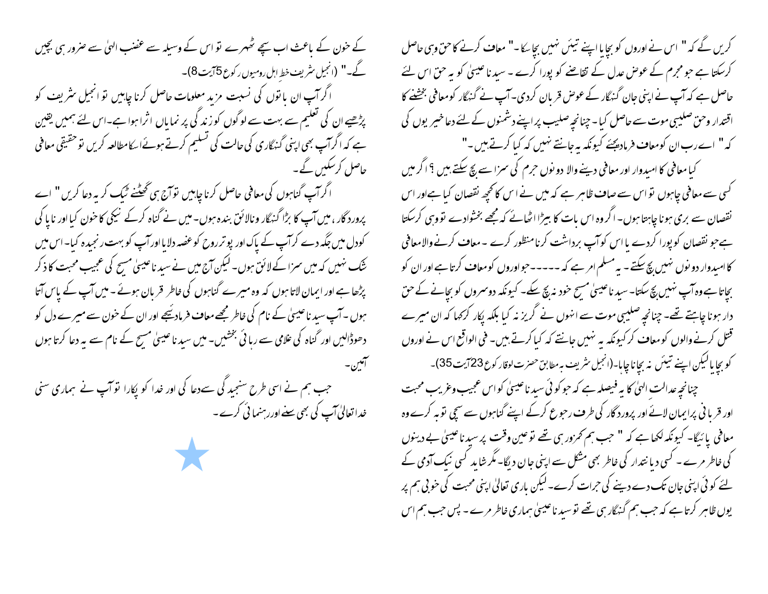کریں گے کہ " اس نے اوروں کو بچایا اپنے تیئں نہیں بچا سکا۔" معاف کرنے کا حق وہی حاصل کرسکتا ہے جو مجرم کے عوض عدل کے تقاضے کو پورا کرے ۔ سید نا عیسیٰ کو یہ حق اس لئے حاصل ہے کہ آپ نے اپنی جان گنہگار کے عوض قربان کردی۔ آپ نے گنہگار کو معافی بخشنے کا اقتدار وحق صلیبی موت سے حاصل کیا ۔ چنانچہ صلیب پر اپنے دشمنوں کے لئے دعا خیر یوں کی کہ " اے رب ان کو معاف فرمادیجئے کیونکہ یہ جانتے نہیں کہ کیا کرتے ہیں ۔"

کیا معافی کا امیدوار اور معافی دینے والا دونوں جرم کی سزا سے بچ سکتے ہیں ؟ اگر میں کسی سے معافی چاہوں تو اس سے صاف ظاہر ہے کہ میں نے اس کا کچھ نقصان کیا ہے اور اس نقصان سے بری ہونا چاہتا ہوں۔ اگر وہ اس بات کا بیڑا اٹھائے کہ مجھے بخشوادے تو وہی کرسکتا ہے جو نقصان کو پورا کردے یا اس کو آپ برداشت کرنا منظور کرے ۔ معاف کرنے والا معافی کا امیدوار دونوں نہیں بچ سکتے ۔ یہ مسلم امر ہے کہ -----جو اوروں کو معاف کرتا ہے اور ان کو بچاتا ہے وہ آپ نہیں بچ سکتا۔ سید نا عیسیٰ مسیح خود نہ بچ سکے۔ کیونکہ دوسروں کو بچانے کے حق دار ہونا چاہتے تھے۔ چنانچہ صلیبی موت سے انہوں نے گریز نہ کیا بلکہ پکار کرکہا کہ ان میرے قتل کرنے والوں کو معاف کر کیونکہ یہ نہیں جانتے کہ کیا کرتے ہیں۔ فی الواقع اس نے اوروں کو بچایا لیکن اپنے تیئں نہ بچانا چاہا۔(انجیل شریف بہ مطابق حضرت لوقار کوع 23آیت 35)۔

چنانچہ عدالت الہیٰ کا یہ فیصلہ ہے کہ جو کوئی سید نا عیسیٰ کو اس عجیب وغریب محبت اور قربانی پرایمان لائے اور پروردگار کی طرف رجوع کرکے اپنے گناہوں سے سچی توبہ کرے وہ معافی پائیگا۔ کیونکہ لکھا ہے کہ " جب ہم کمزور ہی تھے تو عین وقت پر سید نا عیسیٰ بے دینوں کی خاطر مرے ۔ کسی دیانتدار کی خاطر بھی مشکل سے اپنی جان دیگا۔ مگر شاید کسی نیک آدمی کے لئے کوئی اپنی جان تک دے دینے کی جرات کرے۔ لیکن باری تعالیٰ اپنی محبت کی خوبی ہم پر یوں ظاہر کرتا ہے کہ جب ہم گنہگار ہی تھے تو سید نا عیسیٰ ہماری خاطر مرے ۔ پس جب ہم اس کے خون کے باعث اب سچے ٹھہرے تو اس کے وسیلہ سے غضب الہیٰ سے ضرور ہی بچیں گے۔" (انجیل شریف خط اہل رومیوں رکوع 5آیت 8)۔

اگر آپ ان باتوں کی نسبت مزید معلومات حاصل کرنا چاہیں تو انجیل شریف کو پڑھیے ان کی تعلیم سے بہت سے لوگوں کو زندگی پر نمایاں اثرا ہوا ہے۔اس لئے ہمیں یقین ہے کہ اگر آپ بھی اپنی گنہگاری کی حالت کی تسلیم کرتے ہوئے اسکا مطالعہ کریں تو حقیقی معافی حاصل کرسکیں گے۔

اگر آپ گناہوں کی معافی حاصل کرنا چاہیں توآج ہی گھٹنے ٹیک کر یہ دعا کریں " اے پروردگار ، میں آپ کا بڑا گنہگار ونالائق بندہ ہوں۔ میں نے گناہ کرکے نیکی کا خون کیا اور ناپاکی کودل میں جگہ دے کرآپ کے پاک اور پو تر روح کو غصہ دلایا اورآپ کو بہت رنجیدہ کیا۔ اس میں شک نہیں کہ میں سزا کے لائق ہوں۔ لیکن آج میں نے سید نا عیسیٰ مسیح کی عجیب محبت کا ذکر پڑھا ہے اور ایمان لاتا ہوں کہ وہ میرے گناہوں کی خاطر قربان ہوئے ۔ میں آپ کے پاس آتا ہوں ۔ آپ سید نا عیسیٰ کے نام کی خاطر مجھے معاف فرمادیجئے اور ان کے خون سے میرے دل کو دھوڈالیں اور گناہ کی غلامی سے رہائی بخشیں۔ میں سید نا عیسیٰ مسیح کے نام سے یہ دعا کرتا ہوں آمین۔

جب ہم نے اسی طرح سنجیدگی سے دعا کی اور خدا کو پکارا تو آپ نے ہماری سنی خدا تعالیٰ آپ کی بھی سنے اور رہنمائی کرے۔